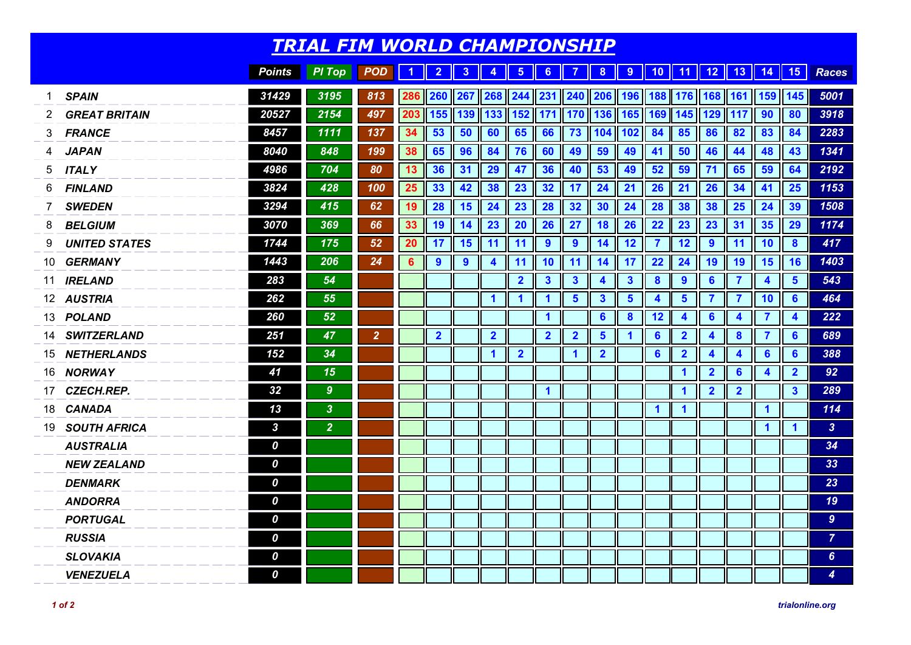# TRIAL FIM WORLD CHAMPIONSHIP

| | | Points | Pl Top | POD | 1 | 2 | 3 | 4 | 5 | 6 | 7 | 8 | 9 | 10 | 11 | 12 | 13 | 14 | 15 | Races |
|---|---|---|---|---|---|---|---|---|---|---|---|---|---|---|---|---|---|---|---|---|
| 1 | **SPAIN** | 31429 | 3195 | 813 | 286 | 260 | 267 | 268 | 244 | 231 | 240 | 206 | 196 | 188 | 176 | 168 | 161 | 159 | 145 | 5001 |
| 2 | **GREAT BRITAIN** | 20527 | 2154 | 497 | 203 | 155 | 139 | 133 | 152 | 171 | 170 | 136 | 165 | 169 | 145 | 129 | 117 | 90 | 80 | 3918 |
| 3 | **FRANCE** | 8457 | 1111 | 137 | 34 | 53 | 50 | 60 | 65 | 66 | 73 | 104 | 102 | 84 | 85 | 86 | 82 | 83 | 84 | 2283 |
| 4 | **JAPAN** | 8040 | 848 | 199 | 38 | 65 | 96 | 84 | 76 | 60 | 49 | 59 | 49 | 41 | 50 | 46 | 44 | 48 | 43 | 1341 |
| 5 | **ITALY** | 4986 | 704 | 80 | 13 | 36 | 31 | 29 | 47 | 36 | 40 | 53 | 49 | 52 | 59 | 71 | 65 | 59 | 64 | 2192 |
| 6 | **FINLAND** | 3824 | 428 | 100 | 25 | 33 | 42 | 38 | 23 | 32 | 17 | 24 | 21 | 26 | 21 | 26 | 34 | 41 | 25 | 1153 |
| 7 | **SWEDEN** | 3294 | 415 | 62 | 19 | 28 | 15 | 24 | 23 | 28 | 32 | 30 | 24 | 28 | 38 | 38 | 25 | 24 | 39 | 1508 |
| 8 | **BELGIUM** | 3070 | 369 | 66 | 33 | 19 | 14 | 23 | 20 | 26 | 27 | 18 | 26 | 22 | 23 | 23 | 31 | 35 | 29 | 1174 |
| 9 | **UNITED STATES** | 1744 | 175 | 52 | 20 | 17 | 15 | 11 | 11 | 9 | 9 | 14 | 12 | 7 | 12 | 9 | 11 | 10 | 8 | 417 |
| 10 | **GERMANY** | 1443 | 206 | 24 | 6 | 9 | 9 | 4 | 11 | 10 | 11 | 14 | 17 | 22 | 24 | 19 | 19 | 15 | 16 | 1403 |
| 11 | **IRELAND** | 283 | 54 | | | | | | 2 | 3 | 3 | 4 | 3 | 8 | 9 | 6 | 7 | 4 | 5 | 543 |
| 12 | **AUSTRIA** | 262 | 55 | | | | | 1 | 1 | 1 | 5 | 3 | 5 | 4 | 5 | 7 | 7 | 10 | 6 | 464 |
| 13 | **POLAND** | 260 | 52 | | | | | | | 1 | | 6 | 8 | 12 | 4 | 6 | 4 | 7 | 4 | 222 |
| 14 | **SWITZERLAND** | 251 | 47 | 2 | | 2 | | 2 | | 2 | 2 | 5 | 1 | 6 | 2 | 4 | 8 | 7 | 6 | 689 |
| 15 | **NETHERLANDS** | 152 | 34 | | | | | 1 | 2 | | 1 | 2 | | 6 | 2 | 4 | 4 | 6 | 6 | 388 |
| 16 | **NORWAY** | 41 | 15 | | | | | | | | | | | | 1 | 2 | 6 | 4 | 2 | 92 |
| 17 | **CZECH.REP.** | 32 | 9 | | | | | | | 1 | | | | | 1 | 2 | 2 | | 3 | 289 |
| 18 | **CANADA** | 13 | 3 | | | | | | | | | | | 1 | 1 | | | 1 | | 114 |
| 19 | **SOUTH AFRICA** | 3 | 2 | | | | | | | | | | | | | | | 1 | 1 | 3 |
| | **AUSTRALIA** | 0 | | | | | | | | | | | | | | | | | | 34 |
| | **NEW ZEALAND** | 0 | | | | | | | | | | | | | | | | | | 33 |
| | **DENMARK** | 0 | | | | | | | | | | | | | | | | | | 23 |
| | **ANDORRA** | 0 | | | | | | | | | | | | | | | | | | 19 |
| | **PORTUGAL** | 0 | | | | | | | | | | | | | | | | | | 9 |
| | **RUSSIA** | 0 | | | | | | | | | | | | | | | | | | 7 |
| | **SLOVAKIA** | 0 | | | | | | | | | | | | | | | | | | 6 |
| | **VENEZUELA** | 0 | | | | | | | | | | | | | | | | | | 4 |

trialonline.org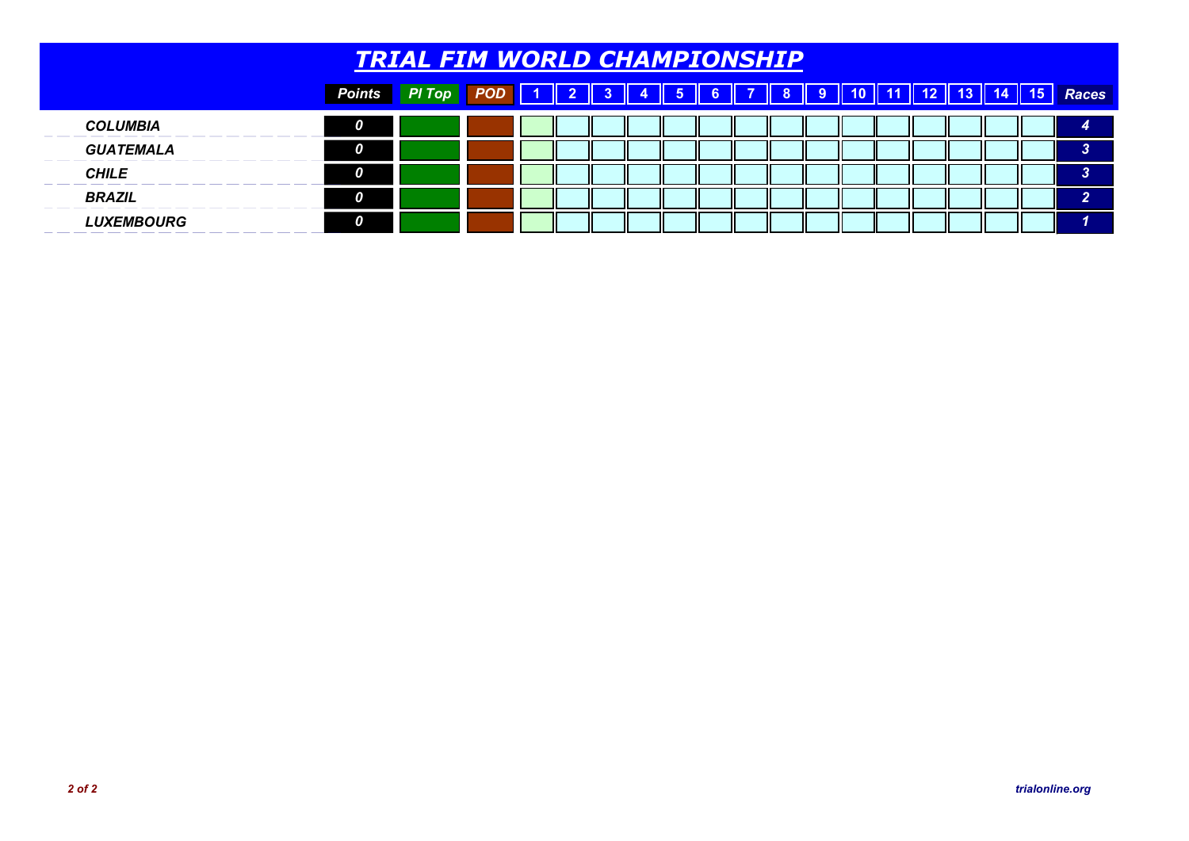# TRIAL FIM WORLD CHAMPIONSHIP

| | Points | Pl Top | POD | 1 | 2 | 3 | 4 | 5 | 6 | 7 | 8 | 9 | 10 | 11 | 12 | 13 | 14 | 15 | Races |
|---|---|---|---|---|---|---|---|---|---|---|---|---|---|---|---|---|---|---|---|
| COLUMBIA | 0 | | | | | | | | | | | | | | | | | | 4 |
| GUATEMALA | 0 | | | | | | | | | | | | | | | | | | 3 |
| CHILE | 0 | | | | | | | | | | | | | | | | | | 3 |
| BRAZIL | 0 | | | | | | | | | | | | | | | | | | 2 |
| LUXEMBOURG | 0 | | | | | | | | | | | | | | | | | | 1 |

trialonline.org